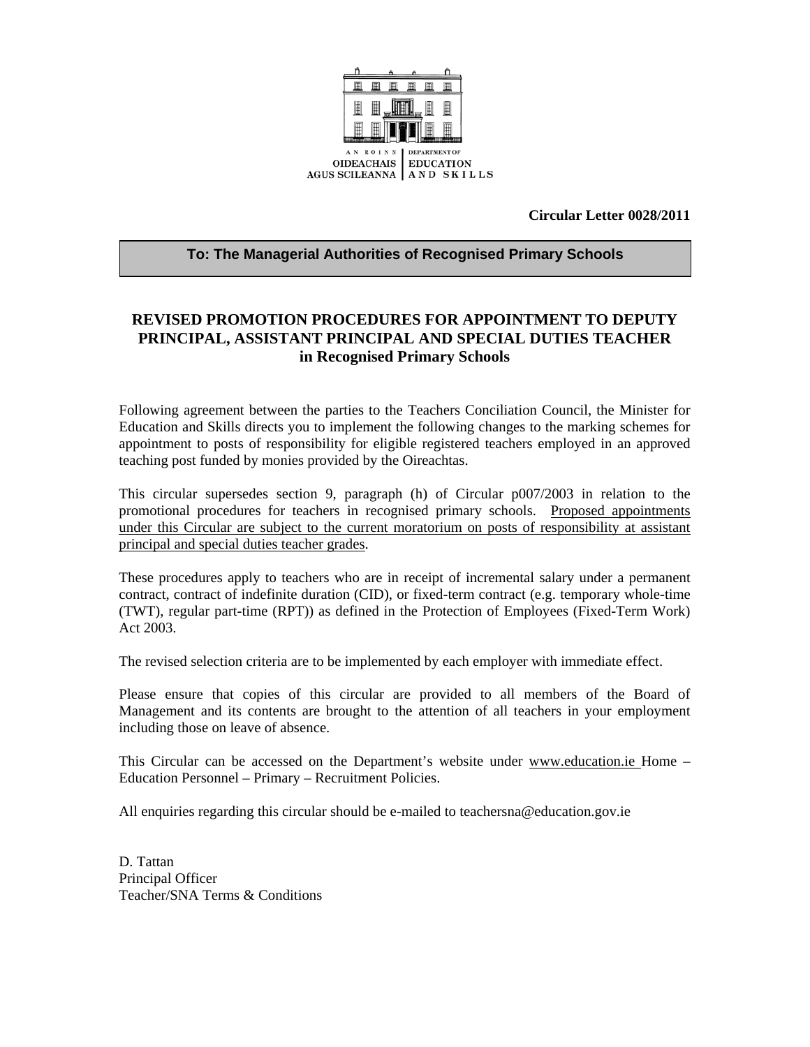AN ROINN OIDEACHAIS AGUS SCILEANNA | DEPARTMENT OF EDUCATION AND SKILLS

**Circular Letter 0028/2011**

**To: The Managerial Authorities of Recognised Primary Schools**

# REVISED PROMOTION PROCEDURES FOR APPOINTMENT TO DEPUTY PRINCIPAL, ASSISTANT PRINCIPAL AND SPECIAL DUTIES TEACHER in Recognised Primary Schools

Following agreement between the parties to the Teachers Conciliation Council, the Minister for Education and Skills directs you to implement the following changes to the marking schemes for appointment to posts of responsibility for eligible registered teachers employed in an approved teaching post funded by monies provided by the Oireachtas.

This circular supersedes section 9, paragraph (h) of Circular p007/2003 in relation to the promotional procedures for teachers in recognised primary schools. Proposed appointments under this Circular are subject to the current moratorium on posts of responsibility at assistant principal and special duties teacher grades.

These procedures apply to teachers who are in receipt of incremental salary under a permanent contract, contract of indefinite duration (CID), or fixed-term contract (e.g. temporary whole-time (TWT), regular part-time (RPT)) as defined in the Protection of Employees (Fixed-Term Work) Act 2003.

The revised selection criteria are to be implemented by each employer with immediate effect.

Please ensure that copies of this circular are provided to all members of the Board of Management and its contents are brought to the attention of all teachers in your employment including those on leave of absence.

This Circular can be accessed on the Department's website under www.education.ie Home – Education Personnel – Primary – Recruitment Policies.

All enquiries regarding this circular should be e-mailed to teachersna@education.gov.ie

D. Tattan
Principal Officer
Teacher/SNA Terms & Conditions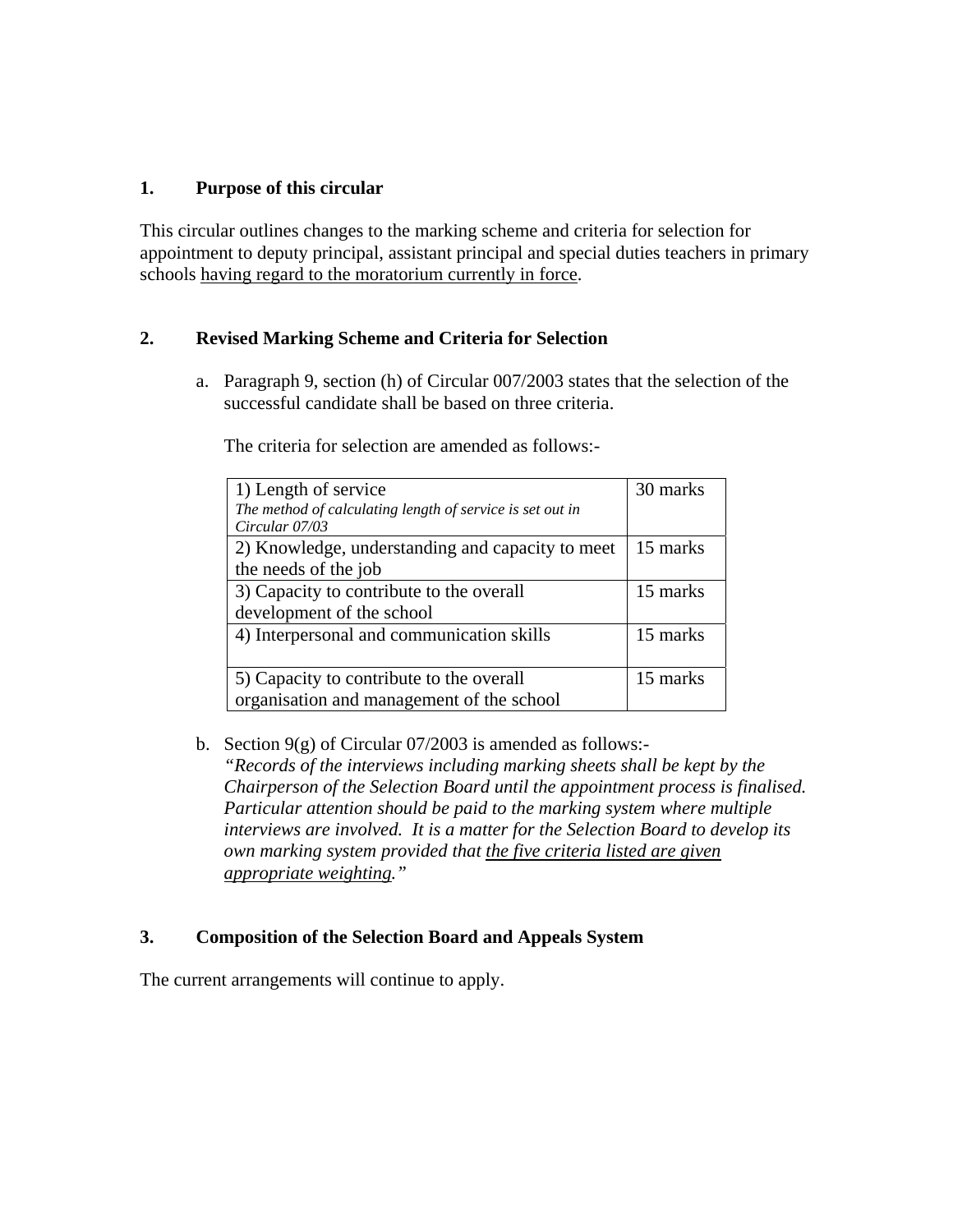## 1. Purpose of this circular

This circular outlines changes to the marking scheme and criteria for selection for appointment to deputy principal, assistant principal and special duties teachers in primary schools having regard to the moratorium currently in force.

## 2. Revised Marking Scheme and Criteria for Selection

a. Paragraph 9, section (h) of Circular 007/2003 states that the selection of the successful candidate shall be based on three criteria.

   The criteria for selection are amended as follows:-

| | |
|---|---|
| 1) Length of service<br>*The method of calculating length of service is set out in Circular 07/03* | 30 marks |
| 2) Knowledge, understanding and capacity to meet the needs of the job | 15 marks |
| 3) Capacity to contribute to the overall development of the school | 15 marks |
| 4) Interpersonal and communication skills | 15 marks |
| 5) Capacity to contribute to the overall organisation and management of the school | 15 marks |

b. Section 9(g) of Circular 07/2003 is amended as follows:-
   *"Records of the interviews including marking sheets shall be kept by the Chairperson of the Selection Board until the appointment process is finalised. Particular attention should be paid to the marking system where multiple interviews are involved. It is a matter for the Selection Board to develop its own marking system provided that the five criteria listed are given appropriate weighting."*

## 3. Composition of the Selection Board and Appeals System

The current arrangements will continue to apply.